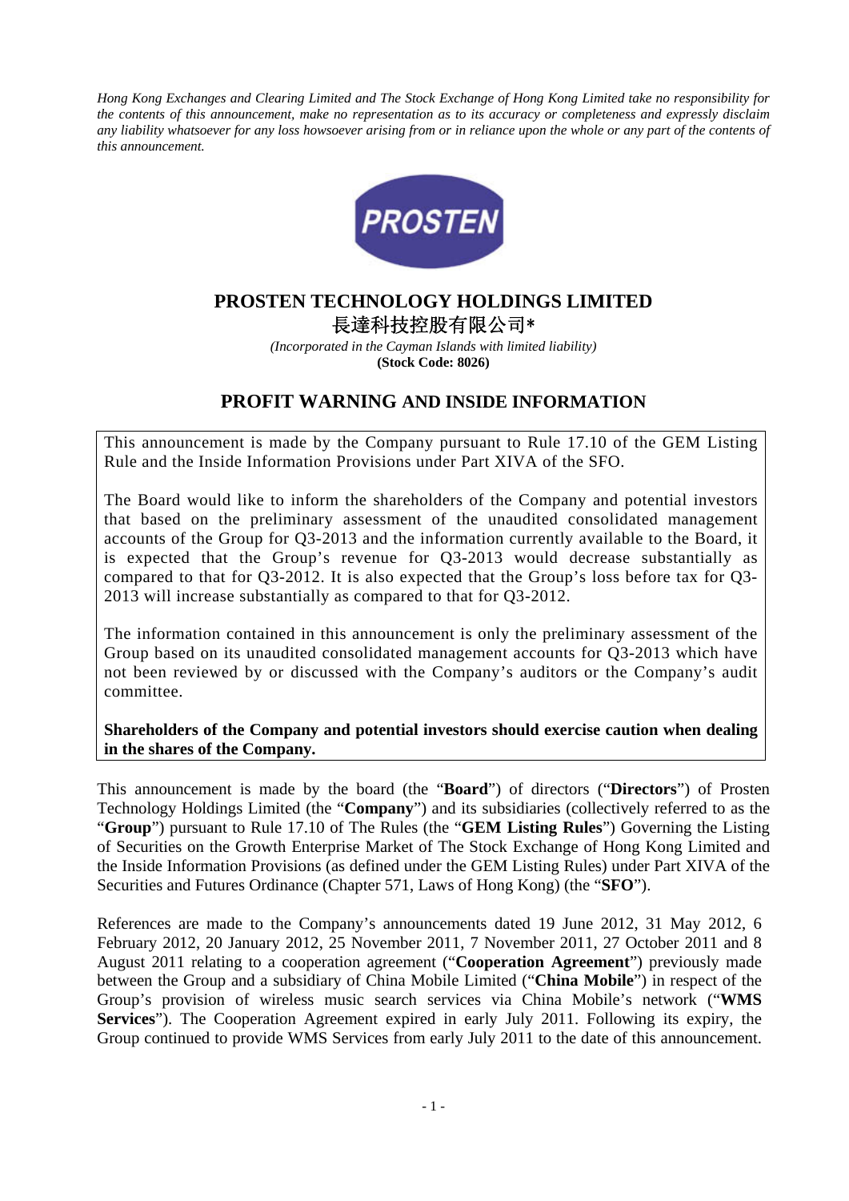*Hong Kong Exchanges and Clearing Limited and The Stock Exchange of Hong Kong Limited take no responsibility for the contents of this announcement, make no representation as to its accuracy or completeness and expressly disclaim any liability whatsoever for any loss howsoever arising from or in reliance upon the whole or any part of the contents of this announcement.*

# PROSTEN TECHNOLOGY HOLDINGS LIMITED

# 長達科技控股有限公司*

*(Incorporated in the Cayman Islands with limited liability)*

**(Stock Code: 8026)**

## PROFIT WARNING AND INSIDE INFORMATION

This announcement is made by the Company pursuant to Rule 17.10 of the GEM Listing Rule and the Inside Information Provisions under Part XIVA of the SFO.

The Board would like to inform the shareholders of the Company and potential investors that based on the preliminary assessment of the unaudited consolidated management accounts of the Group for Q3-2013 and the information currently available to the Board, it is expected that the Group's revenue for Q3-2013 would decrease substantially as compared to that for Q3-2012. It is also expected that the Group's loss before tax for Q3-2013 will increase substantially as compared to that for Q3-2012.

The information contained in this announcement is only the preliminary assessment of the Group based on its unaudited consolidated management accounts for Q3-2013 which have not been reviewed by or discussed with the Company's auditors or the Company's audit committee.

**Shareholders of the Company and potential investors should exercise caution when dealing in the shares of the Company.**

This announcement is made by the board (the "**Board**") of directors ("**Directors**") of Prosten Technology Holdings Limited (the "**Company**") and its subsidiaries (collectively referred to as the "**Group**") pursuant to Rule 17.10 of The Rules (the "**GEM Listing Rules**") Governing the Listing of Securities on the Growth Enterprise Market of The Stock Exchange of Hong Kong Limited and the Inside Information Provisions (as defined under the GEM Listing Rules) under Part XIVA of the Securities and Futures Ordinance (Chapter 571, Laws of Hong Kong) (the "**SFO**").

References are made to the Company's announcements dated 19 June 2012, 31 May 2012, 6 February 2012, 20 January 2012, 25 November 2011, 7 November 2011, 27 October 2011 and 8 August 2011 relating to a cooperation agreement ("**Cooperation Agreement**") previously made between the Group and a subsidiary of China Mobile Limited ("**China Mobile**") in respect of the Group's provision of wireless music search services via China Mobile's network ("**WMS Services**"). The Cooperation Agreement expired in early July 2011. Following its expiry, the Group continued to provide WMS Services from early July 2011 to the date of this announcement.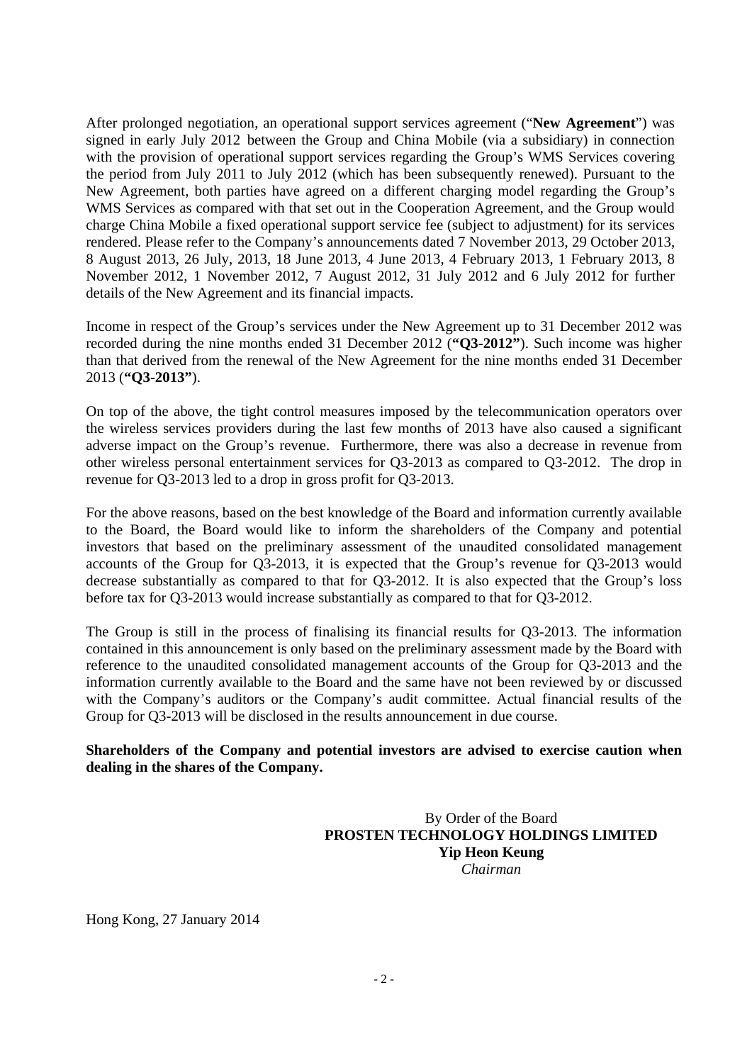After prolonged negotiation, an operational support services agreement ("**New Agreement**") was signed in early July 2012 between the Group and China Mobile (via a subsidiary) in connection with the provision of operational support services regarding the Group's WMS Services covering the period from July 2011 to July 2012 (which has been subsequently renewed). Pursuant to the New Agreement, both parties have agreed on a different charging model regarding the Group's WMS Services as compared with that set out in the Cooperation Agreement, and the Group would charge China Mobile a fixed operational support service fee (subject to adjustment) for its services rendered. Please refer to the Company's announcements dated 7 November 2013, 29 October 2013, 8 August 2013, 26 July, 2013, 18 June 2013, 4 June 2013, 4 February 2013, 1 February 2013, 8 November 2012, 1 November 2012, 7 August 2012, 31 July 2012 and 6 July 2012 for further details of the New Agreement and its financial impacts.

Income in respect of the Group's services under the New Agreement up to 31 December 2012 was recorded during the nine months ended 31 December 2012 (**"Q3-2012"**). Such income was higher than that derived from the renewal of the New Agreement for the nine months ended 31 December 2013 (**"Q3-2013"**).

On top of the above, the tight control measures imposed by the telecommunication operators over the wireless services providers during the last few months of 2013 have also caused a significant adverse impact on the Group's revenue. Furthermore, there was also a decrease in revenue from other wireless personal entertainment services for Q3-2013 as compared to Q3-2012. The drop in revenue for Q3-2013 led to a drop in gross profit for Q3-2013.

For the above reasons, based on the best knowledge of the Board and information currently available to the Board, the Board would like to inform the shareholders of the Company and potential investors that based on the preliminary assessment of the unaudited consolidated management accounts of the Group for Q3-2013, it is expected that the Group's revenue for Q3-2013 would decrease substantially as compared to that for Q3-2012. It is also expected that the Group's loss before tax for Q3-2013 would increase substantially as compared to that for Q3-2012.

The Group is still in the process of finalising its financial results for Q3-2013. The information contained in this announcement is only based on the preliminary assessment made by the Board with reference to the unaudited consolidated management accounts of the Group for Q3-2013 and the information currently available to the Board and the same have not been reviewed by or discussed with the Company's auditors or the Company's audit committee. Actual financial results of the Group for Q3-2013 will be disclosed in the results announcement in due course.

**Shareholders of the Company and potential investors are advised to exercise caution when dealing in the shares of the Company.**

By Order of the Board
**PROSTEN TECHNOLOGY HOLDINGS LIMITED**
**Yip Heon Keung**
*Chairman*

Hong Kong, 27 January 2014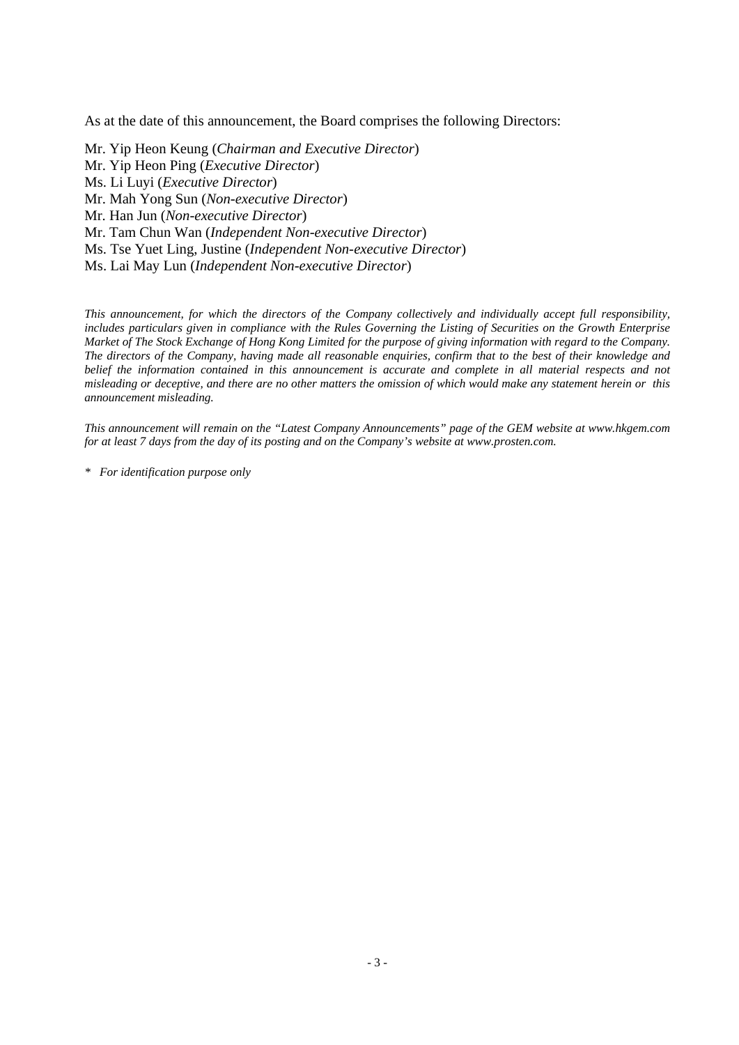As at the date of this announcement, the Board comprises the following Directors:

Mr. Yip Heon Keung (*Chairman and Executive Director*)
Mr. Yip Heon Ping (*Executive Director*)
Ms. Li Luyi (*Executive Director*)
Mr. Mah Yong Sun (*Non-executive Director*)
Mr. Han Jun (*Non-executive Director*)
Mr. Tam Chun Wan (*Independent Non-executive Director*)
Ms. Tse Yuet Ling, Justine (*Independent Non-executive Director*)
Ms. Lai May Lun (*Independent Non-executive Director*)

*This announcement, for which the directors of the Company collectively and individually accept full responsibility, includes particulars given in compliance with the Rules Governing the Listing of Securities on the Growth Enterprise Market of The Stock Exchange of Hong Kong Limited for the purpose of giving information with regard to the Company. The directors of the Company, having made all reasonable enquiries, confirm that to the best of their knowledge and belief the information contained in this announcement is accurate and complete in all material respects and not misleading or deceptive, and there are no other matters the omission of which would make any statement herein or this announcement misleading.*

*This announcement will remain on the "Latest Company Announcements" page of the GEM website at www.hkgem.com for at least 7 days from the day of its posting and on the Company's website at www.prosten.com.*

\* *For identification purpose only*